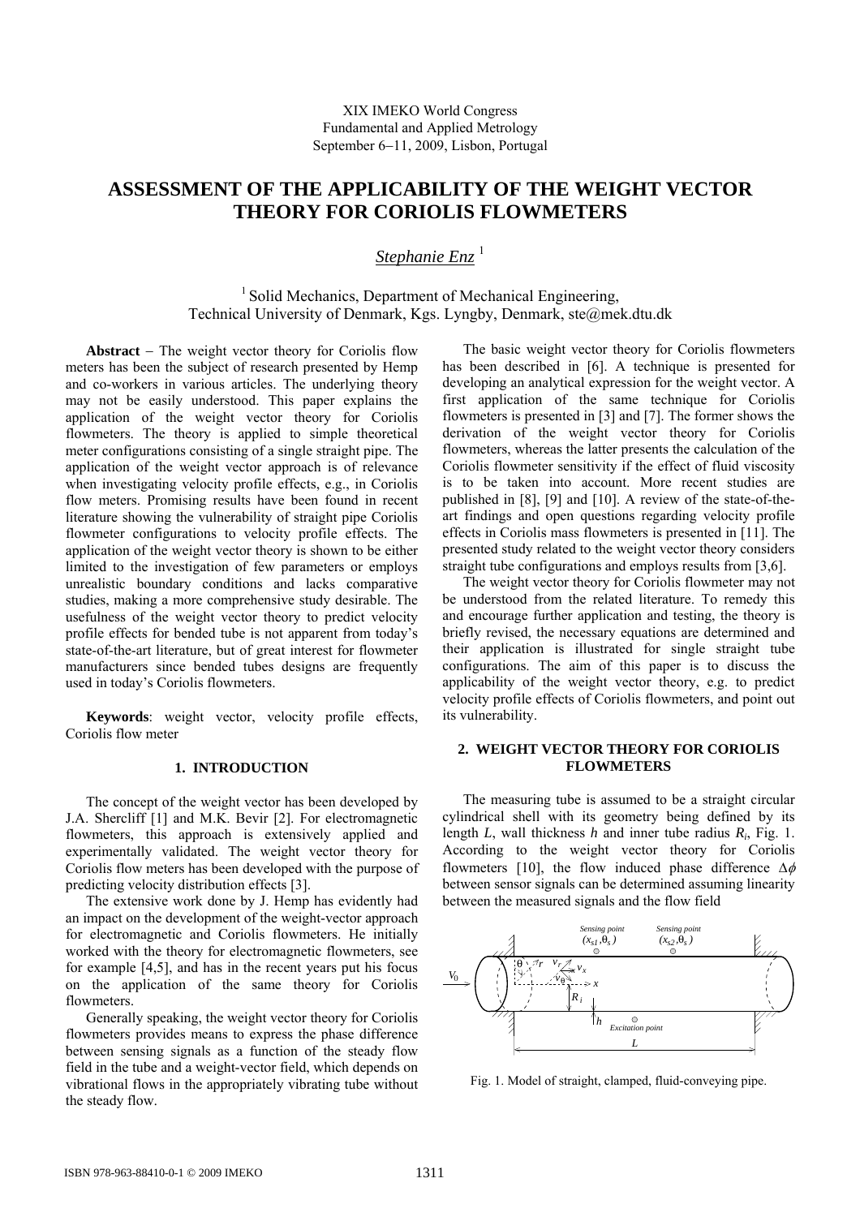XIX IMEKO World Congress
Fundamental and Applied Metrology
September 6−11, 2009, Lisbon, Portugal

# ASSESSMENT OF THE APPLICABILITY OF THE WEIGHT VECTOR THEORY FOR CORIOLIS FLOWMETERS

*Stephanie Enz* [1]

[1] Solid Mechanics, Department of Mechanical Engineering, Technical University of Denmark, Kgs. Lyngby, Denmark, ste@mek.dtu.dk

**Abstract** − The weight vector theory for Coriolis flow meters has been the subject of research presented by Hemp and co-workers in various articles. The underlying theory may not be easily understood. This paper explains the application of the weight vector theory for Coriolis flowmeters. The theory is applied to simple theoretical meter configurations consisting of a single straight pipe. The application of the weight vector approach is of relevance when investigating velocity profile effects, e.g., in Coriolis flow meters. Promising results have been found in recent literature showing the vulnerability of straight pipe Coriolis flowmeter configurations to velocity profile effects. The application of the weight vector theory is shown to be either limited to the investigation of few parameters or employs unrealistic boundary conditions and lacks comparative studies, making a more comprehensive study desirable. The usefulness of the weight vector theory to predict velocity profile effects for bended tube is not apparent from today's state-of-the-art literature, but of great interest for flowmeter manufacturers since bended tubes designs are frequently used in today's Coriolis flowmeters.

**Keywords**: weight vector, velocity profile effects, Coriolis flow meter

## 1. INTRODUCTION

The concept of the weight vector has been developed by J.A. Shercliff [1] and M.K. Bevir [2]. For electromagnetic flowmeters, this approach is extensively applied and experimentally validated. The weight vector theory for Coriolis flow meters has been developed with the purpose of predicting velocity distribution effects [3].

The extensive work done by J. Hemp has evidently had an impact on the development of the weight-vector approach for electromagnetic and Coriolis flowmeters. He initially worked with the theory for electromagnetic flowmeters, see for example [4,5], and has in the recent years put his focus on the application of the same theory for Coriolis flowmeters.

Generally speaking, the weight vector theory for Coriolis flowmeters provides means to express the phase difference between sensing signals as a function of the steady flow field in the tube and a weight-vector field, which depends on vibrational flows in the appropriately vibrating tube without the steady flow.

The basic weight vector theory for Coriolis flowmeters has been described in [6]. A technique is presented for developing an analytical expression for the weight vector. A first application of the same technique for Coriolis flowmeters is presented in [3] and [7]. The former shows the derivation of the weight vector theory for Coriolis flowmeters, whereas the latter presents the calculation of the Coriolis flowmeter sensitivity if the effect of fluid viscosity is to be taken into account. More recent studies are published in [8], [9] and [10]. A review of the state-of-the-art findings and open questions regarding velocity profile effects in Coriolis mass flowmeters is presented in [11]. The presented study related to the weight vector theory considers straight tube configurations and employs results from [3,6].

The weight vector theory for Coriolis flowmeter may not be understood from the related literature. To remedy this and encourage further application and testing, the theory is briefly revised, the necessary equations are determined and their application is illustrated for single straight tube configurations. The aim of this paper is to discuss the applicability of the weight vector theory, e.g. to predict velocity profile effects of Coriolis flowmeters, and point out its vulnerability.

## 2. WEIGHT VECTOR THEORY FOR CORIOLIS FLOWMETERS

The measuring tube is assumed to be a straight circular cylindrical shell with its geometry being defined by its length $L$, wall thickness $h$ and inner tube radius $R_i$, Fig. 1. According to the weight vector theory for Coriolis flowmeters [10], the flow induced phase difference $\Delta\phi$ between sensor signals can be determined assuming linearity between the measured signals and the flow field

Fig. 1. Model of straight, clamped, fluid-conveying pipe.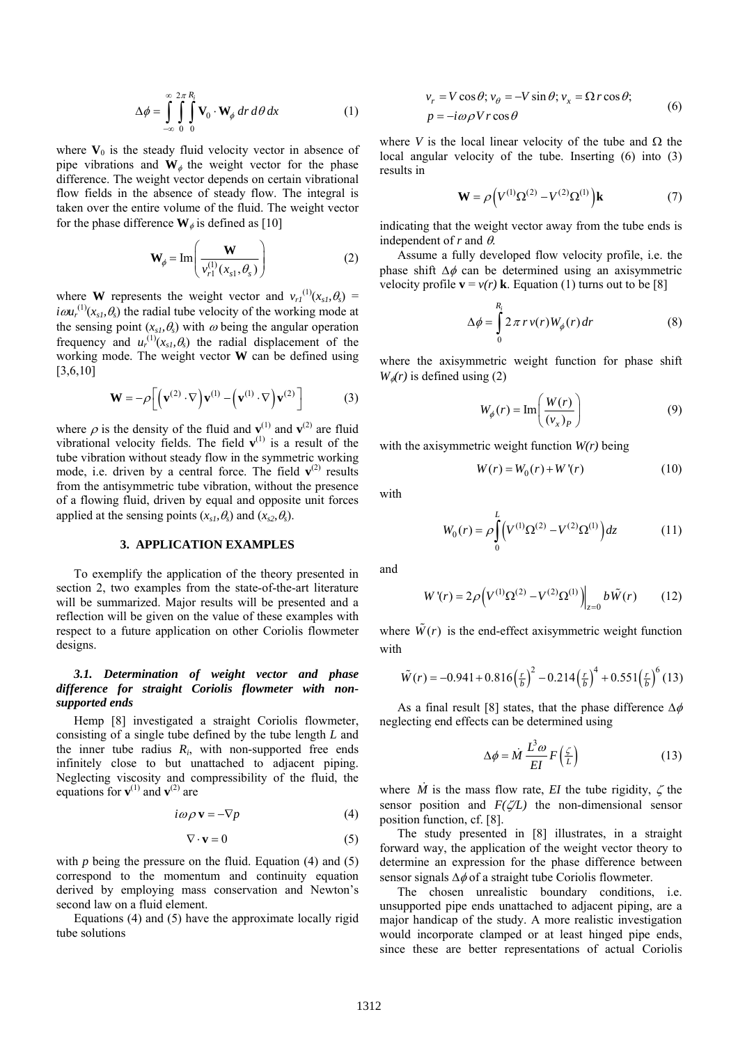$$\Delta\phi = \int_{-\infty}^{\infty}\int_{0}^{2\pi}\int_{0}^{R_i} \mathbf{V}_0 \cdot \mathbf{W}_\phi \, dr\, d\theta\, dx \qquad (1)$$

where $\mathbf{V}_0$ is the steady fluid velocity vector in absence of pipe vibrations and $\mathbf{W}_\phi$ the weight vector for the phase difference. The weight vector depends on certain vibrational flow fields in the absence of steady flow. The integral is taken over the entire volume of the fluid. The weight vector for the phase difference $\mathbf{W}_\phi$ is defined as [10]

$$\mathbf{W}_\phi = \mathrm{Im}\left(\frac{\mathbf{W}}{v_{r1}^{(1)}(x_{s1},\theta_s)}\right) \qquad (2)$$

where $\mathbf{W}$ represents the weight vector and $v_{r1}^{(1)}(x_{s1},\theta_s) = i\omega u_r^{(1)}(x_{s1},\theta_s)$ the radial tube velocity of the working mode at the sensing point $(x_{s1},\theta_s)$ with $\omega$ being the angular operation frequency and $u_r^{(1)}(x_{s1},\theta_s)$ the radial displacement of the working mode. The weight vector $\mathbf{W}$ can be defined using [3,6,10]

$$\mathbf{W} = -\rho\left[\left(\mathbf{v}^{(2)}\cdot\nabla\right)\mathbf{v}^{(1)} - \left(\mathbf{v}^{(1)}\cdot\nabla\right)\mathbf{v}^{(2)}\right] \qquad (3)$$

where $\rho$ is the density of the fluid and $\mathbf{v}^{(1)}$ and $\mathbf{v}^{(2)}$ are fluid vibrational velocity fields. The field $\mathbf{v}^{(1)}$ is a result of the tube vibration without steady flow in the symmetric working mode, i.e. driven by a central force. The field $\mathbf{v}^{(2)}$ results from the antisymmetric tube vibration, without the presence of a flowing fluid, driven by equal and opposite unit forces applied at the sensing points $(x_{s1},\theta_s)$ and $(x_{s2},\theta_s)$.

## 3. APPLICATION EXAMPLES

To exemplify the application of the theory presented in section 2, two examples from the state-of-the-art literature will be summarized. Major results will be presented and a reflection will be given on the value of these examples with respect to a future application on other Coriolis flowmeter designs.

### *3.1. Determination of weight vector and phase difference for straight Coriolis flowmeter with non-supported ends*

Hemp [8] investigated a straight Coriolis flowmeter, consisting of a single tube defined by the tube length $L$ and the inner tube radius $R_i$, with non-supported free ends infinitely close to but unattached to adjacent piping. Neglecting viscosity and compressibility of the fluid, the equations for $\mathbf{v}^{(1)}$ and $\mathbf{v}^{(2)}$ are

$$i\omega\rho\,\mathbf{v} = -\nabla p \qquad (4)$$

$$\nabla\cdot\mathbf{v} = 0 \qquad (5)$$

with $p$ being the pressure on the fluid. Equation (4) and (5) correspond to the momentum and continuity equation derived by employing mass conservation and Newton's second law on a fluid element.

Equations (4) and (5) have the approximate locally rigid tube solutions

$$v_r = V\cos\theta;\; v_\theta = -V\sin\theta;\; v_x = \Omega\, r\cos\theta; \qquad p = -i\omega\rho V r\cos\theta \qquad (6)$$

where $V$ is the local linear velocity of the tube and $\Omega$ the local angular velocity of the tube. Inserting (6) into (3) results in

$$\mathbf{W} = \rho\left(V^{(1)}\Omega^{(2)} - V^{(2)}\Omega^{(1)}\right)\mathbf{k} \qquad (7)$$

indicating that the weight vector away from the tube ends is independent of $r$ and $\theta$.

Assume a fully developed flow velocity profile, i.e. the phase shift $\Delta\phi$ can be determined using an axisymmetric velocity profile $\mathbf{v} = v(r)\,\mathbf{k}$. Equation (1) turns out to be [8]

$$\Delta\phi = \int_0^{R_i} 2\pi\, r\, v(r) W_\phi(r)\, dr \qquad (8)$$

where the axisymmetric weight function for phase shift $W_\phi(r)$ is defined using (2)

$$W_\phi(r) = \mathrm{Im}\left(\frac{W(r)}{(v_x)_P}\right) \qquad (9)$$

with the axisymmetric weight function $W(r)$ being

$$W(r) = W_0(r) + W'(r) \qquad (10)$$

with

$$W_0(r) = \rho\int_0^L \left(V^{(1)}\Omega^{(2)} - V^{(2)}\Omega^{(1)}\right) dz \qquad (11)$$

and

$$W'(r) = 2\rho\left(V^{(1)}\Omega^{(2)} - V^{(2)}\Omega^{(1)}\right)\Big|_{z=0} b\tilde{W}(r) \qquad (12)$$

where $\tilde{W}(r)$ is the end-effect axisymmetric weight function with

$$\tilde{W}(r) = -0.941 + 0.816\left(\tfrac{r}{b}\right)^2 - 0.214\left(\tfrac{r}{b}\right)^4 + 0.551\left(\tfrac{r}{b}\right)^6 \qquad (13)$$

As a final result [8] states, that the phase difference $\Delta\phi$ neglecting end effects can be determined using

$$\Delta\phi = \dot{M}\,\frac{L^3\omega}{EI}\,F\left(\tfrac{\zeta}{L}\right) \qquad (13)$$

where $\dot{M}$ is the mass flow rate, $EI$ the tube rigidity, $\zeta$ the sensor position and $F(\zeta/L)$ the non-dimensional sensor position function, cf. [8].

The study presented in [8] illustrates, in a straight forward way, the application of the weight vector theory to determine an expression for the phase difference between sensor signals $\Delta\phi$ of a straight tube Coriolis flowmeter.

The chosen unrealistic boundary conditions, i.e. unsupported pipe ends unattached to adjacent piping, are a major handicap of the study. A more realistic investigation would incorporate clamped or at least hinged pipe ends, since these are better representations of actual Coriolis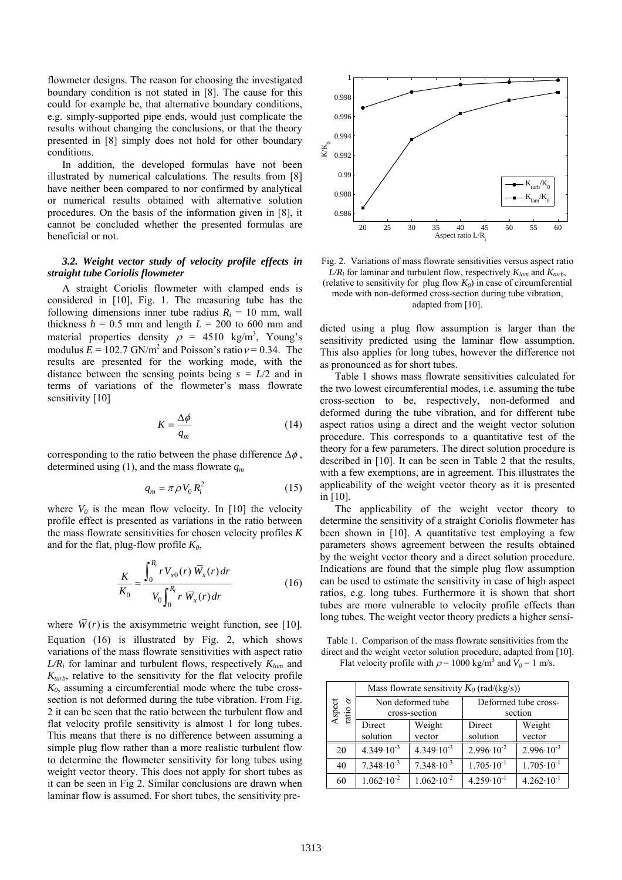flowmeter designs. The reason for choosing the investigated boundary condition is not stated in [8]. The cause for this could for example be, that alternative boundary conditions, e.g. simply-supported pipe ends, would just complicate the results without changing the conclusions, or that the theory presented in [8] simply does not hold for other boundary conditions.

In addition, the developed formulas have not been illustrated by numerical calculations. The results from [8] have neither been compared to nor confirmed by analytical or numerical results obtained with alternative solution procedures. On the basis of the information given in [8], it cannot be concluded whether the presented formulas are beneficial or not.

### *3.2. Weight vector study of velocity profile effects in straight tube Coriolis flowmeter*

A straight Coriolis flowmeter with clamped ends is considered in [10], Fig. 1. The measuring tube has the following dimensions inner tube radius $R_i$ = 10 mm, wall thickness $h$ = 0.5 mm and length $L$ = 200 to 600 mm and material properties density $\rho$ = 4510 kg/m$^3$, Young's modulus $E$ = 102.7 GN/m$^2$ and Poisson's ratio $\nu$ = 0.34. The results are presented for the working mode, with the distance between the sensing points being $s = L/2$ and in terms of variations of the flowmeter's mass flowrate sensitivity [10]

$$K = \frac{\Delta\phi}{q_m} \tag{14}$$

corresponding to the ratio between the phase difference $\Delta\phi$, determined using (1), and the mass flowrate $q_m$

$$q_m = \pi \rho V_0 R_i^2 \tag{15}$$

where $V_0$ is the mean flow velocity. In [10] the velocity profile effect is presented as variations in the ratio between the mass flowrate sensitivities for chosen velocity profiles $K$ and for the flat, plug-flow profile $K_0$,

$$\frac{K}{K_0} = \frac{\int_0^{R_i} r V_{x0}(r)\, \overline{W}_x(r)\, dr}{V_0 \int_0^{R_i} r\, \overline{W}_x(r)\, dr} \tag{16}$$

where $\overline{W}(r)$ is the axisymmetric weight function, see [10]. Equation (16) is illustrated by Fig. 2, which shows variations of the mass flowrate sensitivities with aspect ratio $L/R_i$ for laminar and turbulent flows, respectively $K_{lam}$ and $K_{turb}$, relative to the sensitivity for the flat velocity profile $K_0$, assuming a circumferential mode where the tube cross-section is not deformed during the tube vibration. From Fig. 2 it can be seen that the ratio between the turbulent flow and flat velocity profile sensitivity is almost 1 for long tubes. This means that there is no difference between assuming a simple plug flow rather than a more realistic turbulent flow to determine the flowmeter sensitivity for long tubes using weight vector theory. This does not apply for short tubes as it can be seen in Fig 2. Similar conclusions are drawn when laminar flow is assumed. For short tubes, the sensitivity predicted using a plug flow assumption is larger than the sensitivity predicted using the laminar flow assumption. This also applies for long tubes, however the difference not as pronounced as for short tubes.

Fig. 2. Variations of mass flowrate sensitivities versus aspect ratio $L/R_i$ for laminar and turbulent flow, respectively $K_{lam}$ and $K_{turb}$, (relative to sensitivity for plug flow $K_0$) in case of circumferential mode with non-deformed cross-section during tube vibration, adapted from [10].

Table 1 shows mass flowrate sensitivities calculated for the two lowest circumferential modes, i.e. assuming the tube cross-section to be, respectively, non-deformed and deformed during the tube vibration, and for different tube aspect ratios using a direct and the weight vector solution procedure. This corresponds to a quantitative test of the theory for a few parameters. The direct solution procedure is described in [10]. It can be seen in Table 2 that the results, with a few exemptions, are in agreement. This illustrates the applicability of the weight vector theory as it is presented in [10].

The applicability of the weight vector theory to determine the sensitivity of a straight Coriolis flowmeter has been shown in [10]. A quantitative test employing a few parameters shows agreement between the results obtained by the weight vector theory and a direct solution procedure. Indications are found that the simple plug flow assumption can be used to estimate the sensitivity in case of high aspect ratios, e.g. long tubes. Furthermore it is shown that short tubes are more vulnerable to velocity profile effects than long tubes. The weight vector theory predicts a higher sensi-

Table 1. Comparison of the mass flowrate sensitivities from the direct and the weight vector solution procedure, adapted from [10]. Flat velocity profile with $\rho$ = 1000 kg/m$^3$ and $V_0$ = 1 m/s.

| Aspect ratio $\alpha$ | Mass flowrate sensitivity $K_0$ (rad/(kg/s)) | | | |
|---|---|---|---|---|
| | Non deformed tube cross-section | | Deformed tube cross-section | |
| | Direct solution | Weight vector | Direct solution | Weight vector |
| 20 | $4.349{\cdot}10^{-3}$ | $4.349{\cdot}10^{-3}$ | $2.996{\cdot}10^{-2}$ | $2.996{\cdot}10^{-3}$ |
| 40 | $7.348{\cdot}10^{-3}$ | $7.348{\cdot}10^{-3}$ | $1.705{\cdot}10^{-1}$ | $1.705{\cdot}10^{-1}$ |
| 60 | $1.062{\cdot}10^{-2}$ | $1.062{\cdot}10^{-2}$ | $4.259{\cdot}10^{-1}$ | $4.262{\cdot}10^{-1}$ |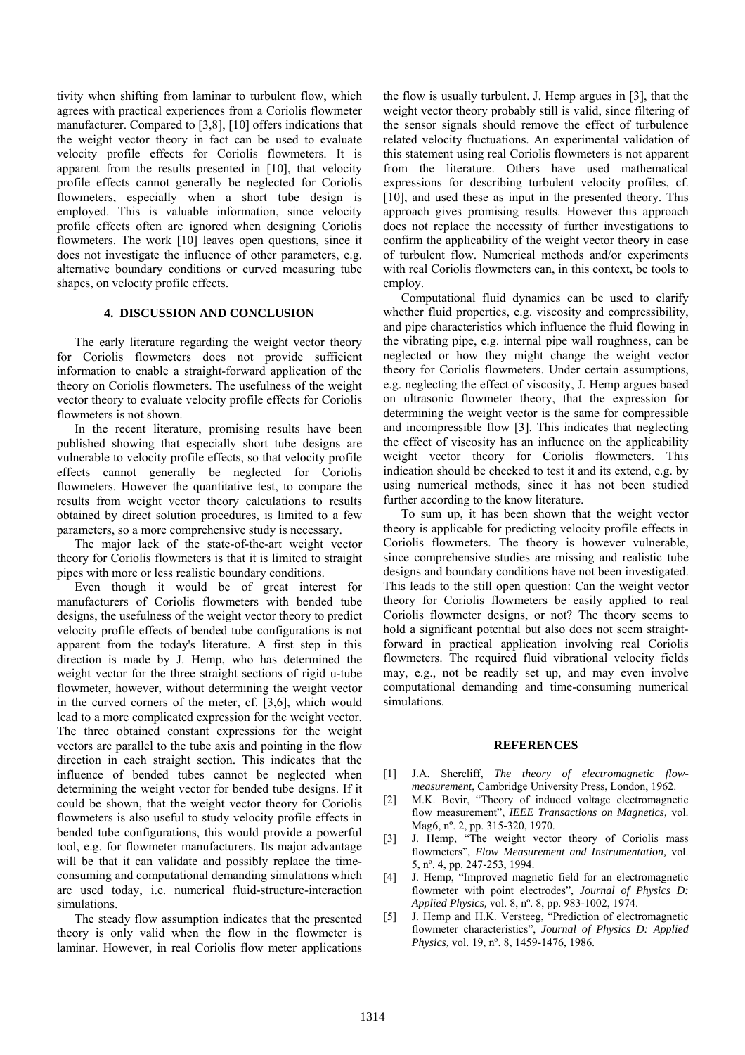tivity when shifting from laminar to turbulent flow, which agrees with practical experiences from a Coriolis flowmeter manufacturer. Compared to [3,8], [10] offers indications that the weight vector theory in fact can be used to evaluate velocity profile effects for Coriolis flowmeters. It is apparent from the results presented in [10], that velocity profile effects cannot generally be neglected for Coriolis flowmeters, especially when a short tube design is employed. This is valuable information, since velocity profile effects often are ignored when designing Coriolis flowmeters. The work [10] leaves open questions, since it does not investigate the influence of other parameters, e.g. alternative boundary conditions or curved measuring tube shapes, on velocity profile effects.

## 4. DISCUSSION AND CONCLUSION

The early literature regarding the weight vector theory for Coriolis flowmeters does not provide sufficient information to enable a straight-forward application of the theory on Coriolis flowmeters. The usefulness of the weight vector theory to evaluate velocity profile effects for Coriolis flowmeters is not shown.

In the recent literature, promising results have been published showing that especially short tube designs are vulnerable to velocity profile effects, so that velocity profile effects cannot generally be neglected for Coriolis flowmeters. However the quantitative test, to compare the results from weight vector theory calculations to results obtained by direct solution procedures, is limited to a few parameters, so a more comprehensive study is necessary.

The major lack of the state-of-the-art weight vector theory for Coriolis flowmeters is that it is limited to straight pipes with more or less realistic boundary conditions.

Even though it would be of great interest for manufacturers of Coriolis flowmeters with bended tube designs, the usefulness of the weight vector theory to predict velocity profile effects of bended tube configurations is not apparent from the today's literature. A first step in this direction is made by J. Hemp, who has determined the weight vector for the three straight sections of rigid u-tube flowmeter, however, without determining the weight vector in the curved corners of the meter, cf. [3,6], which would lead to a more complicated expression for the weight vector. The three obtained constant expressions for the weight vectors are parallel to the tube axis and pointing in the flow direction in each straight section. This indicates that the influence of bended tubes cannot be neglected when determining the weight vector for bended tube designs. If it could be shown, that the weight vector theory for Coriolis flowmeters is also useful to study velocity profile effects in bended tube configurations, this would provide a powerful tool, e.g. for flowmeter manufacturers. Its major advantage will be that it can validate and possibly replace the time-consuming and computational demanding simulations which are used today, i.e. numerical fluid-structure-interaction simulations.

The steady flow assumption indicates that the presented theory is only valid when the flow in the flowmeter is laminar. However, in real Coriolis flow meter applications the flow is usually turbulent. J. Hemp argues in [3], that the weight vector theory probably still is valid, since filtering of the sensor signals should remove the effect of turbulence related velocity fluctuations. An experimental validation of this statement using real Coriolis flowmeters is not apparent from the literature. Others have used mathematical expressions for describing turbulent velocity profiles, cf. [10], and used these as input in the presented theory. This approach gives promising results. However this approach does not replace the necessity of further investigations to confirm the applicability of the weight vector theory in case of turbulent flow. Numerical methods and/or experiments with real Coriolis flowmeters can, in this context, be tools to employ.

Computational fluid dynamics can be used to clarify whether fluid properties, e.g. viscosity and compressibility, and pipe characteristics which influence the fluid flowing in the vibrating pipe, e.g. internal pipe wall roughness, can be neglected or how they might change the weight vector theory for Coriolis flowmeters. Under certain assumptions, e.g. neglecting the effect of viscosity, J. Hemp argues based on ultrasonic flowmeter theory, that the expression for determining the weight vector is the same for compressible and incompressible flow [3]. This indicates that neglecting the effect of viscosity has an influence on the applicability weight vector theory for Coriolis flowmeters. This indication should be checked to test it and its extend, e.g. by using numerical methods, since it has not been studied further according to the know literature.

To sum up, it has been shown that the weight vector theory is applicable for predicting velocity profile effects in Coriolis flowmeters. The theory is however vulnerable, since comprehensive studies are missing and realistic tube designs and boundary conditions have not been investigated. This leads to the still open question: Can the weight vector theory for Coriolis flowmeters be easily applied to real Coriolis flowmeter designs, or not? The theory seems to hold a significant potential but also does not seem straight-forward in practical application involving real Coriolis flowmeters. The required fluid vibrational velocity fields may, e.g., not be readily set up, and may even involve computational demanding and time-consuming numerical simulations.

## REFERENCES

[1] J.A. Shercliff, *The theory of electromagnetic flow-measurement*, Cambridge University Press, London, 1962.

[2] M.K. Bevir, "Theory of induced voltage electromagnetic flow measurement", *IEEE Transactions on Magnetics,* vol. Mag6, nº. 2, pp. 315-320, 1970.

[3] J. Hemp, "The weight vector theory of Coriolis mass flowmeters", *Flow Measurement and Instrumentation,* vol. 5, nº. 4, pp. 247-253, 1994.

[4] J. Hemp, "Improved magnetic field for an electromagnetic flowmeter with point electrodes", *Journal of Physics D: Applied Physics,* vol. 8, nº. 8, pp. 983-1002, 1974.

[5] J. Hemp and H.K. Versteeg, "Prediction of electromagnetic flowmeter characteristics", *Journal of Physics D: Applied Physics,* vol. 19, nº. 8, 1459-1476, 1986.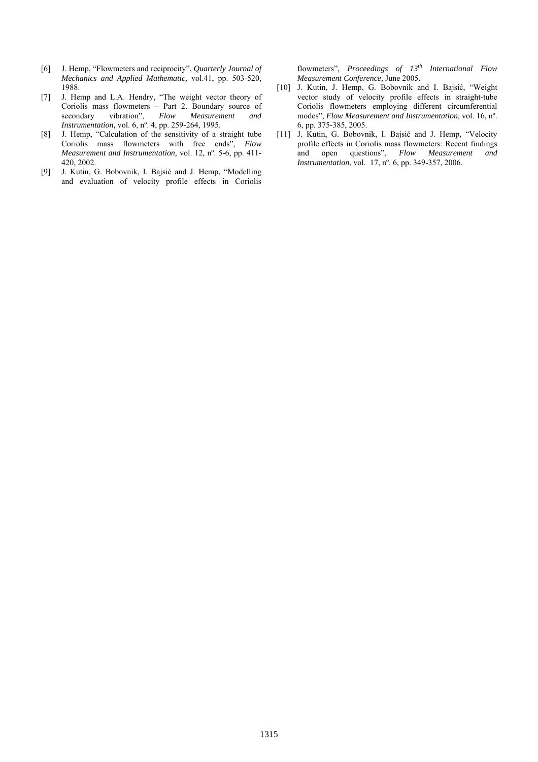[6] J. Hemp, "Flowmeters and reciprocity", *Quarterly Journal of Mechanics and Applied Mathematic,* vol.41, pp. 503-520, 1988.

[7] J. Hemp and L.A. Hendry, "The weight vector theory of Coriolis mass flowmeters – Part 2. Boundary source of secondary vibration", *Flow Measurement and Instrumentation,* vol. 6, nº. 4, pp. 259-264, 1995.

[8] J. Hemp, "Calculation of the sensitivity of a straight tube Coriolis mass flowmeters with free ends", *Flow Measurement and Instrumentation,* vol. 12, nº. 5-6, pp. 411-420, 2002.

[9] J. Kutin, G. Bobovnik, I. Bajsić and J. Hemp, "Modelling and evaluation of velocity profile effects in Coriolis flowmeters", *Proceedings of 13th International Flow Measurement Conference,* June 2005.

[10] J. Kutin, J. Hemp, G. Bobovnik and I. Bajsić, "Weight vector study of velocity profile effects in straight-tube Coriolis flowmeters employing different circumferential modes", *Flow Measurement and Instrumentation,* vol. 16, nº. 6, pp. 375-385, 2005.

[11] J. Kutin, G. Bobovnik, I. Bajsić and J. Hemp, "Velocity profile effects in Coriolis mass flowmeters: Recent findings and open questions", *Flow Measurement and Instrumentation*, vol. 17, nº. 6, pp. 349-357, 2006.